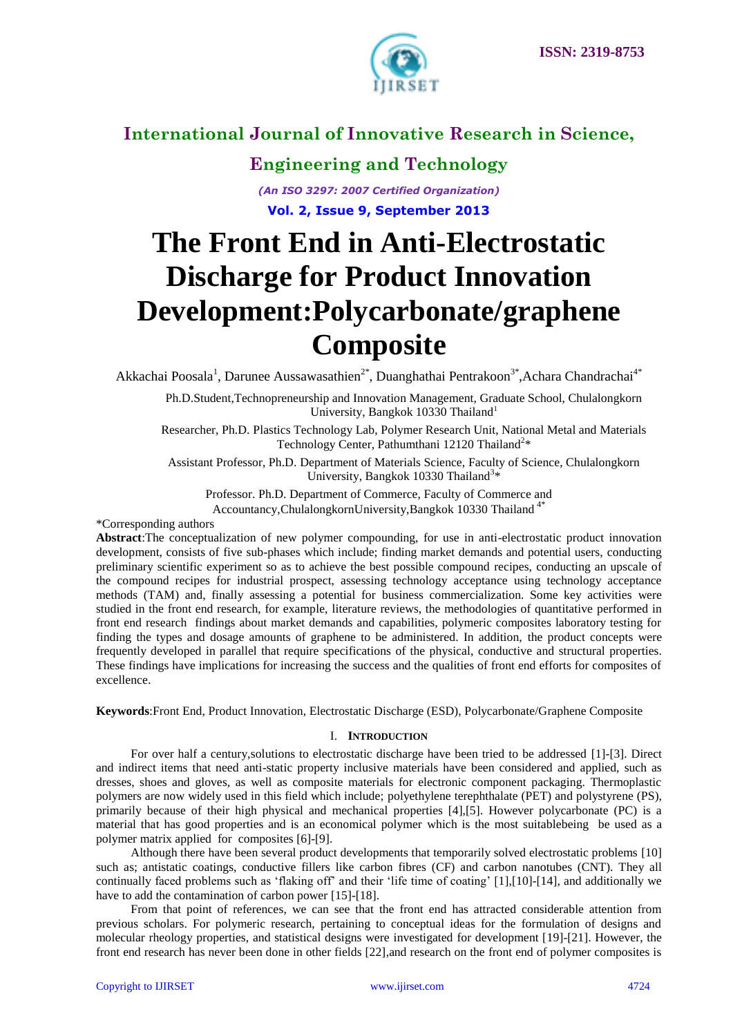# International Journal of Innovative Research in Science, Engineering and Technology

*(An ISO 3297: 2007 Certified Organization)*

**Vol. 2, Issue 9, September 2013**

# The Front End in Anti-Electrostatic Discharge for Product Innovation Development:Polycarbonate/graphene Composite

Akkachai Poosala[1], Darunee Aussawasathien[2*], Duanghathai Pentrakoon[3*],Achara Chandrachai[4*]

Ph.D.Student,Technopreneurship and Innovation Management, Graduate School, Chulalongkorn University, Bangkok 10330 Thailand[1]

Researcher, Ph.D. Plastics Technology Lab, Polymer Research Unit, National Metal and Materials Technology Center, Pathumthani 12120 Thailand[2]*

Assistant Professor, Ph.D. Department of Materials Science, Faculty of Science, Chulalongkorn University, Bangkok 10330 Thailand[3]*

Professor. Ph.D. Department of Commerce, Faculty of Commerce and Accountancy,ChulalongkornUniversity,Bangkok 10330 Thailand [4*]

*Corresponding authors

**Abstract**:The conceptualization of new polymer compounding, for use in anti-electrostatic product innovation development, consists of five sub-phases which include; finding market demands and potential users, conducting preliminary scientific experiment so as to achieve the best possible compound recipes, conducting an upscale of the compound recipes for industrial prospect, assessing technology acceptance using technology acceptance methods (TAM) and, finally assessing a potential for business commercialization. Some key activities were studied in the front end research, for example, literature reviews, the methodologies of quantitative performed in front end research findings about market demands and capabilities, polymeric composites laboratory testing for finding the types and dosage amounts of graphene to be administered. In addition, the product concepts were frequently developed in parallel that require specifications of the physical, conductive and structural properties. These findings have implications for increasing the success and the qualities of front end efforts for composites of excellence.

**Keywords**:Front End, Product Innovation, Electrostatic Discharge (ESD), Polycarbonate/Graphene Composite

## I. Introduction

For over half a century,solutions to electrostatic discharge have been tried to be addressed [1]-[3]. Direct and indirect items that need anti-static property inclusive materials have been considered and applied, such as dresses, shoes and gloves, as well as composite materials for electronic component packaging. Thermoplastic polymers are now widely used in this field which include; polyethylene terephthalate (PET) and polystyrene (PS), primarily because of their high physical and mechanical properties [4],[5]. However polycarbonate (PC) is a material that has good properties and is an economical polymer which is the most suitablebeing be used as a polymer matrix applied for composites [6]-[9].

Although there have been several product developments that temporarily solved electrostatic problems [10] such as; antistatic coatings, conductive fillers like carbon fibres (CF) and carbon nanotubes (CNT). They all continually faced problems such as 'flaking off' and their 'life time of coating' [1],[10]-[14], and additionally we have to add the contamination of carbon power [15]-[18].

From that point of references, we can see that the front end has attracted considerable attention from previous scholars. For polymeric research, pertaining to conceptual ideas for the formulation of designs and molecular rheology properties, and statistical designs were investigated for development [19]-[21]. However, the front end research has never been done in other fields [22],and research on the front end of polymer composites is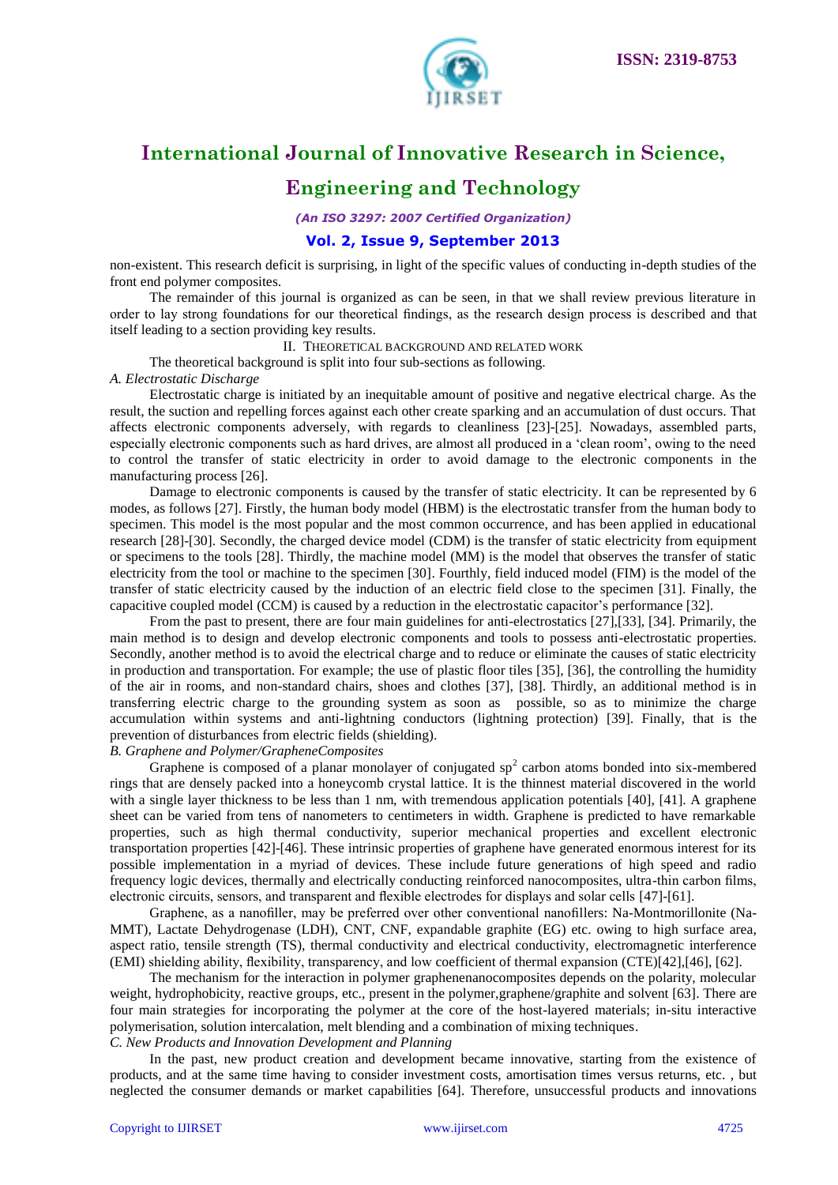non-existent. This research deficit is surprising, in light of the specific values of conducting in-depth studies of the front end polymer composites.

The remainder of this journal is organized as can be seen, in that we shall review previous literature in order to lay strong foundations for our theoretical findings, as the research design process is described and that itself leading to a section providing key results.

## II. THEORETICAL BACKGROUND AND RELATED WORK

The theoretical background is split into four sub-sections as following.

### *A. Electrostatic Discharge*

Electrostatic charge is initiated by an inequitable amount of positive and negative electrical charge. As the result, the suction and repelling forces against each other create sparking and an accumulation of dust occurs. That affects electronic components adversely, with regards to cleanliness [23]-[25]. Nowadays, assembled parts, especially electronic components such as hard drives, are almost all produced in a 'clean room', owing to the need to control the transfer of static electricity in order to avoid damage to the electronic components in the manufacturing process [26].

Damage to electronic components is caused by the transfer of static electricity. It can be represented by 6 modes, as follows [27]. Firstly, the human body model (HBM) is the electrostatic transfer from the human body to specimen. This model is the most popular and the most common occurrence, and has been applied in educational research [28]-[30]. Secondly, the charged device model (CDM) is the transfer of static electricity from equipment or specimens to the tools [28]. Thirdly, the machine model (MM) is the model that observes the transfer of static electricity from the tool or machine to the specimen [30]. Fourthly, field induced model (FIM) is the model of the transfer of static electricity caused by the induction of an electric field close to the specimen [31]. Finally, the capacitive coupled model (CCM) is caused by a reduction in the electrostatic capacitor's performance [32].

From the past to present, there are four main guidelines for anti-electrostatics [27],[33], [34]. Primarily, the main method is to design and develop electronic components and tools to possess anti-electrostatic properties. Secondly, another method is to avoid the electrical charge and to reduce or eliminate the causes of static electricity in production and transportation. For example; the use of plastic floor tiles [35], [36], the controlling the humidity of the air in rooms, and non-standard chairs, shoes and clothes [37], [38]. Thirdly, an additional method is in transferring electric charge to the grounding system as soon as possible, so as to minimize the charge accumulation within systems and anti-lightning conductors (lightning protection) [39]. Finally, that is the prevention of disturbances from electric fields (shielding).

### *B. Graphene and Polymer/GrapheneComposites*

Graphene is composed of a planar monolayer of conjugated $sp^2$ carbon atoms bonded into six-membered rings that are densely packed into a honeycomb crystal lattice. It is the thinnest material discovered in the world with a single layer thickness to be less than 1 nm, with tremendous application potentials [40], [41]. A graphene sheet can be varied from tens of nanometers to centimeters in width. Graphene is predicted to have remarkable properties, such as high thermal conductivity, superior mechanical properties and excellent electronic transportation properties [42]-[46]. These intrinsic properties of graphene have generated enormous interest for its possible implementation in a myriad of devices. These include future generations of high speed and radio frequency logic devices, thermally and electrically conducting reinforced nanocomposites, ultra-thin carbon films, electronic circuits, sensors, and transparent and flexible electrodes for displays and solar cells [47]-[61].

Graphene, as a nanofiller, may be preferred over other conventional nanofillers: Na-Montmorillonite (Na-MMT), Lactate Dehydrogenase (LDH), CNT, CNF, expandable graphite (EG) etc. owing to high surface area, aspect ratio, tensile strength (TS), thermal conductivity and electrical conductivity, electromagnetic interference (EMI) shielding ability, flexibility, transparency, and low coefficient of thermal expansion (CTE)[42],[46], [62].

The mechanism for the interaction in polymer graphenenanocomposites depends on the polarity, molecular weight, hydrophobicity, reactive groups, etc., present in the polymer,graphene/graphite and solvent [63]. There are four main strategies for incorporating the polymer at the core of the host-layered materials; in-situ interactive polymerisation, solution intercalation, melt blending and a combination of mixing techniques.

### *C. New Products and Innovation Development and Planning*

In the past, new product creation and development became innovative, starting from the existence of products, and at the same time having to consider investment costs, amortisation times versus returns, etc. , but neglected the consumer demands or market capabilities [64]. Therefore, unsuccessful products and innovations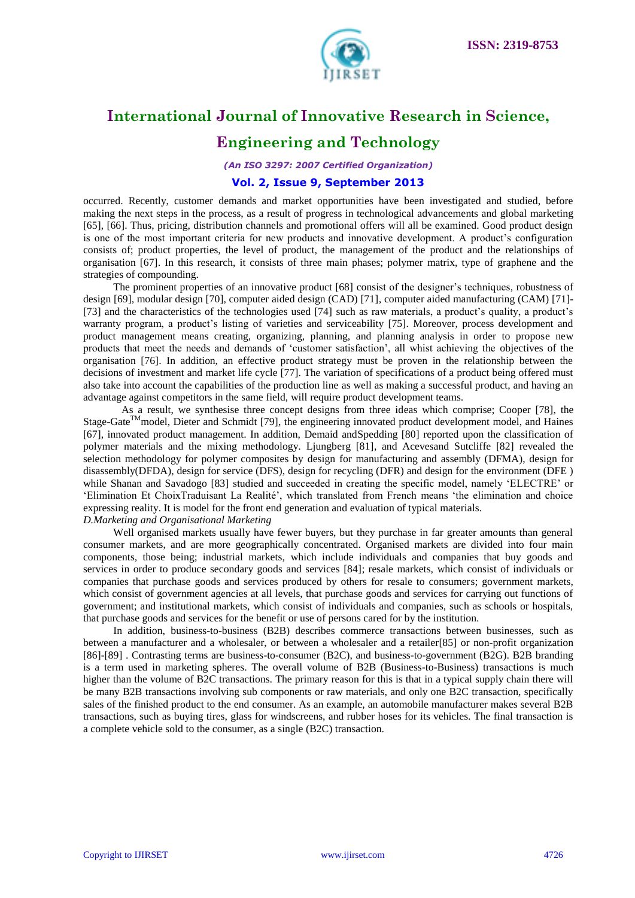occurred. Recently, customer demands and market opportunities have been investigated and studied, before making the next steps in the process, as a result of progress in technological advancements and global marketing [65], [66]. Thus, pricing, distribution channels and promotional offers will all be examined. Good product design is one of the most important criteria for new products and innovative development. A product's configuration consists of; product properties, the level of product, the management of the product and the relationships of organisation [67]. In this research, it consists of three main phases; polymer matrix, type of graphene and the strategies of compounding.

The prominent properties of an innovative product [68] consist of the designer's techniques, robustness of design [69], modular design [70], computer aided design (CAD) [71], computer aided manufacturing (CAM) [71]-[73] and the characteristics of the technologies used [74] such as raw materials, a product's quality, a product's warranty program, a product's listing of varieties and serviceability [75]. Moreover, process development and product management means creating, organizing, planning, and planning analysis in order to propose new products that meet the needs and demands of 'customer satisfaction', all whist achieving the objectives of the organisation [76]. In addition, an effective product strategy must be proven in the relationship between the decisions of investment and market life cycle [77]. The variation of specifications of a product being offered must also take into account the capabilities of the production line as well as making a successful product, and having an advantage against competitors in the same field, will require product development teams.

As a result, we synthesise three concept designs from three ideas which comprise; Cooper [78], the Stage-Gate™model, Dieter and Schmidt [79], the engineering innovated product development model, and Haines [67], innovated product management. In addition, Demaid andSpedding [80] reported upon the classification of polymer materials and the mixing methodology. Ljungberg [81], and Acevesand Sutcliffe [82] revealed the selection methodology for polymer composites by design for manufacturing and assembly (DFMA), design for disassembly(DFDA), design for service (DFS), design for recycling (DFR) and design for the environment (DFE ) while Shanan and Savadogo [83] studied and succeeded in creating the specific model, namely 'ELECTRE' or 'Elimination Et ChoixTraduisant La Realité', which translated from French means 'the elimination and choice expressing reality. It is model for the front end generation and evaluation of typical materials.

*D.Marketing and Organisational Marketing*

Well organised markets usually have fewer buyers, but they purchase in far greater amounts than general consumer markets, and are more geographically concentrated. Organised markets are divided into four main components, those being; industrial markets, which include individuals and companies that buy goods and services in order to produce secondary goods and services [84]; resale markets, which consist of individuals or companies that purchase goods and services produced by others for resale to consumers; government markets, which consist of government agencies at all levels, that purchase goods and services for carrying out functions of government; and institutional markets, which consist of individuals and companies, such as schools or hospitals, that purchase goods and services for the benefit or use of persons cared for by the institution.

In addition, business-to-business (B2B) describes commerce transactions between businesses, such as between a manufacturer and a wholesaler, or between a wholesaler and a retailer[85] or non-profit organization [86]-[89] . Contrasting terms are business-to-consumer (B2C), and business-to-government (B2G). B2B branding is a term used in marketing spheres. The overall volume of B2B (Business-to-Business) transactions is much higher than the volume of B2C transactions. The primary reason for this is that in a typical supply chain there will be many B2B transactions involving sub components or raw materials, and only one B2C transaction, specifically sales of the finished product to the end consumer. As an example, an automobile manufacturer makes several B2B transactions, such as buying tires, glass for windscreens, and rubber hoses for its vehicles. The final transaction is a complete vehicle sold to the consumer, as a single (B2C) transaction.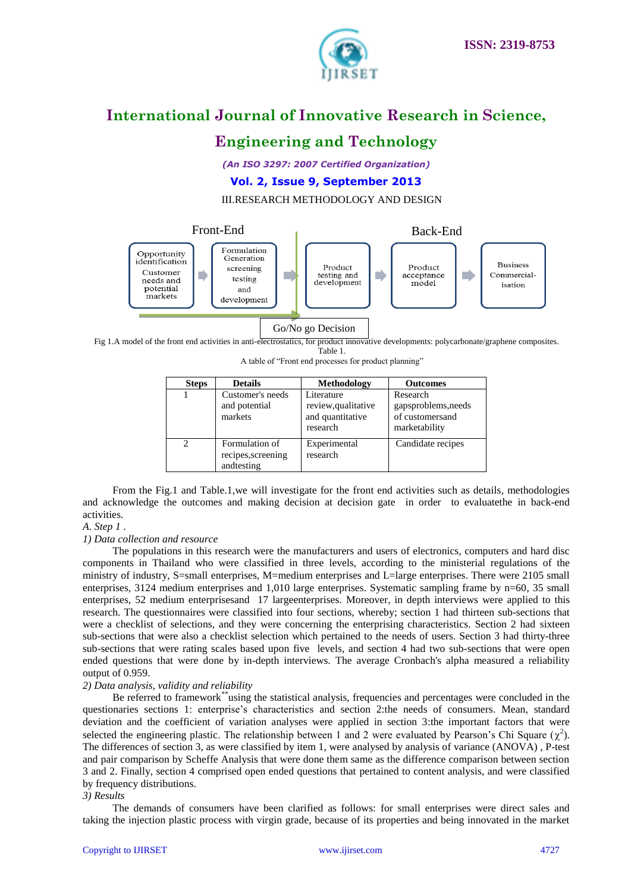III.RESEARCH METHODOLOGY AND DESIGN

Front-End

Back-End

Opportunity identification Customer needs and potential markets

Formulation Generation screening testing and development

Product testing and development

Product acceptance model

Business Commercial-isation

Go/No go Decision

Fig 1.A model of the front end activities in anti-electrostatics, for product innovative developments: polycarbonate/graphene composites.

Table 1.

A table of "Front end processes for product planning"

| Steps | Details | Methodology | Outcomes |
|---|---|---|---|
| 1 | Customer's needs and potential markets | Literature review,qualitative and quantitative research | Research gapsproblems,needs of customersand marketability |
| 2 | Formulation of recipes,screening andtesting | Experimental research | Candidate recipes |

From the Fig.1 and Table.1,we will investigate for the front end activities such as details, methodologies and acknowledge the outcomes and making decision at decision gate in order to evaluatethe in back-end activities.

*A. Step 1 .*

*1) Data collection and resource*

The populations in this research were the manufacturers and users of electronics, computers and hard disc components in Thailand who were classified in three levels, according to the ministerial regulations of the ministry of industry, S=small enterprises, M=medium enterprises and L=large enterprises. There were 2105 small enterprises, 3124 medium enterprises and 1,010 large enterprises. Systematic sampling frame by n=60, 35 small enterprises, 52 medium enterprisesand 17 largeenterprises. Moreover, in depth interviews were applied to this research. The questionnaires were classified into four sections, whereby; section 1 had thirteen sub-sections that were a checklist of selections, and they were concerning the enterprising characteristics. Section 2 had sixteen sub-sections that were also a checklist selection which pertained to the needs of users. Section 3 had thirty-three sub-sections that were rating scales based upon five levels, and section 4 had two sub-sections that were open ended questions that were done by in-depth interviews. The average Cronbach's alpha measured a reliability output of 0.959.

*2) Data analysis, validity and reliability*

Be referred to framework** using the statistical analysis, frequencies and percentages were concluded in the questionaries sections 1: enterprise's characteristics and section 2:the needs of consumers. Mean, standard deviation and the coefficient of variation analyses were applied in section 3:the important factors that were selected the engineering plastic. The relationship between 1 and 2 were evaluated by Pearson's Chi Square ($\chi^2$). The differences of section 3, as were classified by item 1, were analysed by analysis of variance (ANOVA) , P-test and pair comparison by Scheffe Analysis that were done them same as the difference comparison between section 3 and 2. Finally, section 4 comprised open ended questions that pertained to content analysis, and were classified by frequency distributions.

*3) Results*

The demands of consumers have been clarified as follows: for small enterprises were direct sales and taking the injection plastic process with virgin grade, because of its properties and being innovated in the market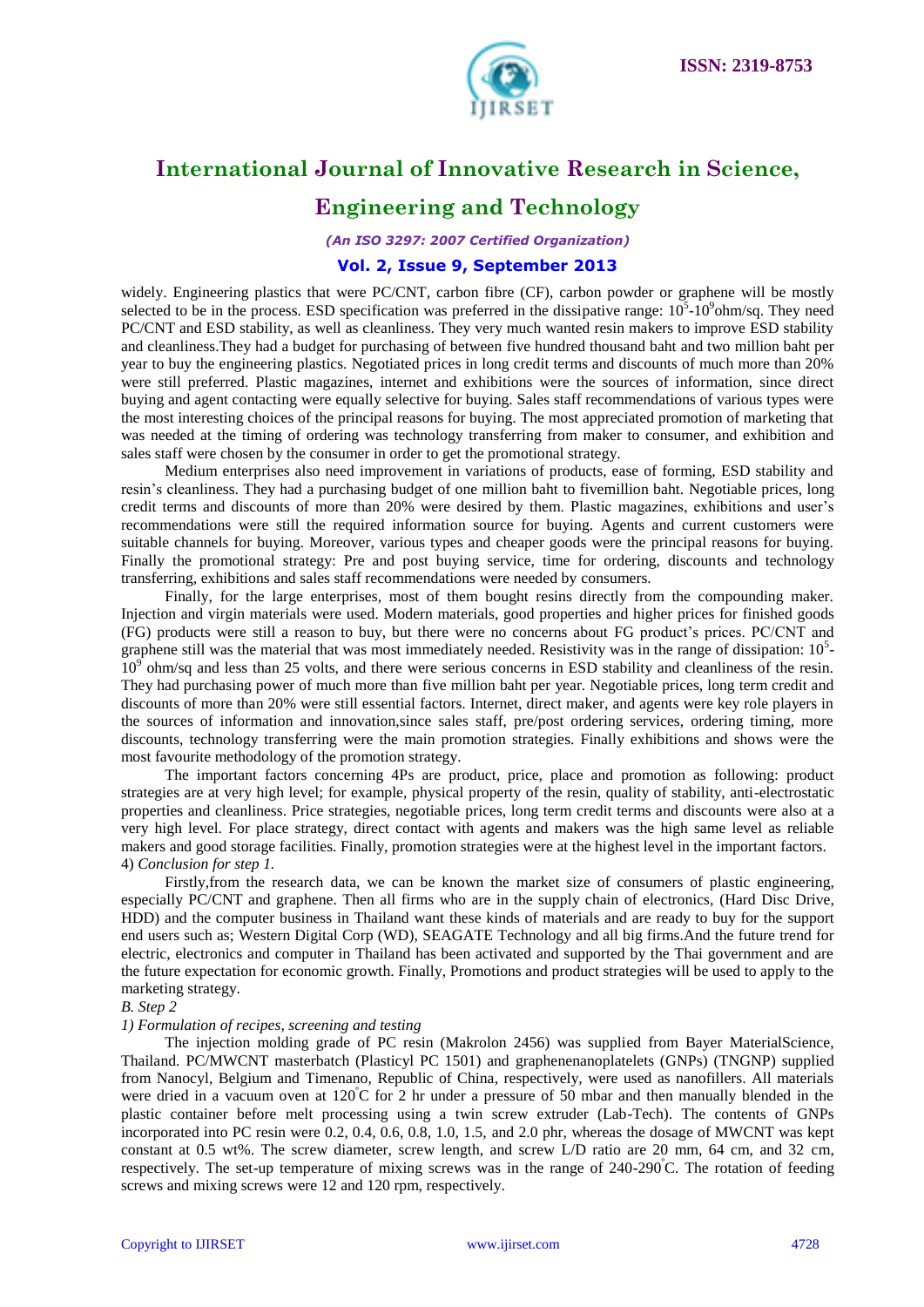widely. Engineering plastics that were PC/CNT, carbon fibre (CF), carbon powder or graphene will be mostly selected to be in the process. ESD specification was preferred in the dissipative range: $10^5$-$10^9$ohm/sq. They need PC/CNT and ESD stability, as well as cleanliness. They very much wanted resin makers to improve ESD stability and cleanliness.They had a budget for purchasing of between five hundred thousand baht and two million baht per year to buy the engineering plastics. Negotiated prices in long credit terms and discounts of much more than 20% were still preferred. Plastic magazines, internet and exhibitions were the sources of information, since direct buying and agent contacting were equally selective for buying. Sales staff recommendations of various types were the most interesting choices of the principal reasons for buying. The most appreciated promotion of marketing that was needed at the timing of ordering was technology transferring from maker to consumer, and exhibition and sales staff were chosen by the consumer in order to get the promotional strategy.

Medium enterprises also need improvement in variations of products, ease of forming, ESD stability and resin's cleanliness. They had a purchasing budget of one million baht to fivemillion baht. Negotiable prices, long credit terms and discounts of more than 20% were desired by them. Plastic magazines, exhibitions and user's recommendations were still the required information source for buying. Agents and current customers were suitable channels for buying. Moreover, various types and cheaper goods were the principal reasons for buying. Finally the promotional strategy: Pre and post buying service, time for ordering, discounts and technology transferring, exhibitions and sales staff recommendations were needed by consumers.

Finally, for the large enterprises, most of them bought resins directly from the compounding maker. Injection and virgin materials were used. Modern materials, good properties and higher prices for finished goods (FG) products were still a reason to buy, but there were no concerns about FG product's prices. PC/CNT and graphene still was the material that was most immediately needed. Resistivity was in the range of dissipation: $10^5$-$10^9$ ohm/sq and less than 25 volts, and there were serious concerns in ESD stability and cleanliness of the resin. They had purchasing power of much more than five million baht per year. Negotiable prices, long term credit and discounts of more than 20% were still essential factors. Internet, direct maker, and agents were key role players in the sources of information and innovation,since sales staff, pre/post ordering services, ordering timing, more discounts, technology transferring were the main promotion strategies. Finally exhibitions and shows were the most favourite methodology of the promotion strategy.

The important factors concerning 4Ps are product, price, place and promotion as following: product strategies are at very high level; for example, physical property of the resin, quality of stability, anti-electrostatic properties and cleanliness. Price strategies, negotiable prices, long term credit terms and discounts were also at a very high level. For place strategy, direct contact with agents and makers was the high same level as reliable makers and good storage facilities. Finally, promotion strategies were at the highest level in the important factors.

4) *Conclusion for step 1.*

Firstly,from the research data, we can be known the market size of consumers of plastic engineering, especially PC/CNT and graphene. Then all firms who are in the supply chain of electronics, (Hard Disc Drive, HDD) and the computer business in Thailand want these kinds of materials and are ready to buy for the support end users such as; Western Digital Corp (WD), SEAGATE Technology and all big firms.And the future trend for electric, electronics and computer in Thailand has been activated and supported by the Thai government and are the future expectation for economic growth. Finally, Promotions and product strategies will be used to apply to the marketing strategy.

*B. Step 2*

*1) Formulation of recipes, screening and testing*

The injection molding grade of PC resin (Makrolon 2456) was supplied from Bayer MaterialScience, Thailand. PC/MWCNT masterbatch (Plasticyl PC 1501) and graphenenanoplatelets (GNPs) (TNGNP) supplied from Nanocyl, Belgium and Timenano, Republic of China, respectively, were used as nanofillers. All materials were dried in a vacuum oven at 120°C for 2 hr under a pressure of 50 mbar and then manually blended in the plastic container before melt processing using a twin screw extruder (Lab-Tech). The contents of GNPs incorporated into PC resin were 0.2, 0.4, 0.6, 0.8, 1.0, 1.5, and 2.0 phr, whereas the dosage of MWCNT was kept constant at 0.5 wt%. The screw diameter, screw length, and screw L/D ratio are 20 mm, 64 cm, and 32 cm, respectively. The set-up temperature of mixing screws was in the range of 240-290°C. The rotation of feeding screws and mixing screws were 12 and 120 rpm, respectively.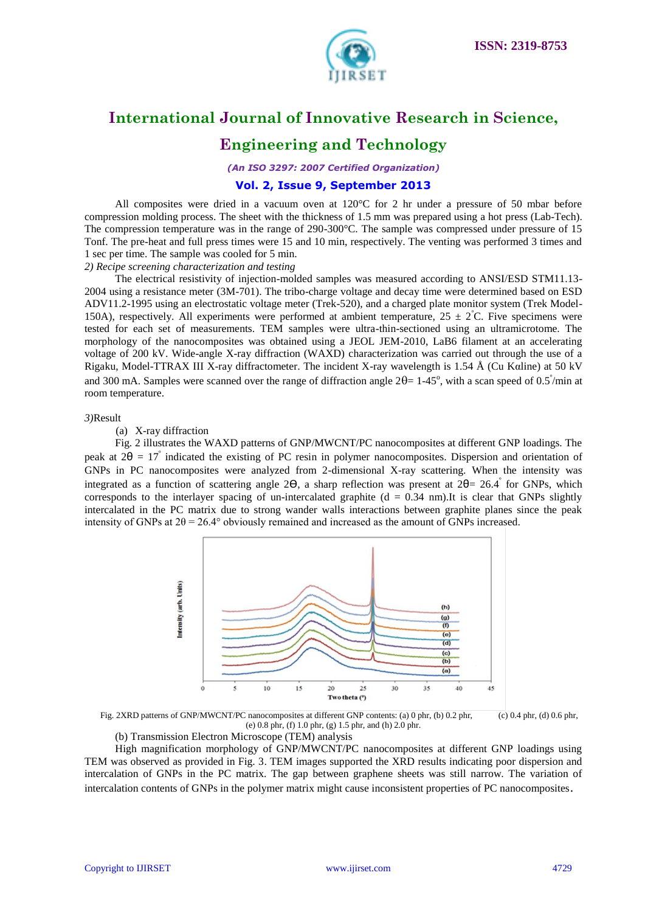All composites were dried in a vacuum oven at 120°C for 2 hr under a pressure of 50 mbar before compression molding process. The sheet with the thickness of 1.5 mm was prepared using a hot press (Lab-Tech). The compression temperature was in the range of 290-300°C. The sample was compressed under pressure of 15 Tonf. The pre-heat and full press times were 15 and 10 min, respectively. The venting was performed 3 times and 1 sec per time. The sample was cooled for 5 min.

*2) Recipe screening characterization and testing*

The electrical resistivity of injection-molded samples was measured according to ANSI/ESD STM11.13-2004 using a resistance meter (3M-701). The tribo-charge voltage and decay time were determined based on ESD ADV11.2-1995 using an electrostatic voltage meter (Trek-520), and a charged plate monitor system (Trek Model-150A), respectively. All experiments were performed at ambient temperature, 25 ± 2°C. Five specimens were tested for each set of measurements. TEM samples were ultra-thin-sectioned using an ultramicrotome. The morphology of the nanocomposites was obtained using a JEOL JEM-2010, LaB6 filament at an accelerating voltage of 200 kV. Wide-angle X-ray diffraction (WAXD) characterization was carried out through the use of a Rigaku, Model-TTRAX III X-ray diffractometer. The incident X-ray wavelength is 1.54 Å (Cu Kαline) at 50 kV and 300 mA. Samples were scanned over the range of diffraction angle $2\theta$= 1-45°, with a scan speed of 0.5°/min at room temperature.

*3)*Result

(a) X-ray diffraction

Fig. 2 illustrates the WAXD patterns of GNP/MWCNT/PC nanocomposites at different GNP loadings. The peak at $2\theta$ = 17° indicated the existing of PC resin in polymer nanocomposites. Dispersion and orientation of GNPs in PC nanocomposites were analyzed from 2-dimensional X-ray scattering. When the intensity was integrated as a function of scattering angle $2\theta$, a sharp reflection was present at $2\theta$= 26.4° for GNPs, which corresponds to the interlayer spacing of un-intercalated graphite (d = 0.34 nm).It is clear that GNPs slightly intercalated in the PC matrix due to strong wander walls interactions between graphite planes since the peak intensity of GNPs at $2\theta$ = 26.4° obviously remained and increased as the amount of GNPs increased.

Fig. 2XRD patterns of GNP/MWCNT/PC nanocomposites at different GNP contents: (a) 0 phr, (b) 0.2 phr, (c) 0.4 phr, (d) 0.6 phr, (e) 0.8 phr, (f) 1.0 phr, (g) 1.5 phr, and (h) 2.0 phr.

(b) Transmission Electron Microscope (TEM) analysis

High magnification morphology of GNP/MWCNT/PC nanocomposites at different GNP loadings using TEM was observed as provided in Fig. 3. TEM images supported the XRD results indicating poor dispersion and intercalation of GNPs in the PC matrix. The gap between graphene sheets was still narrow. The variation of intercalation contents of GNPs in the polymer matrix might cause inconsistent properties of PC nanocomposites.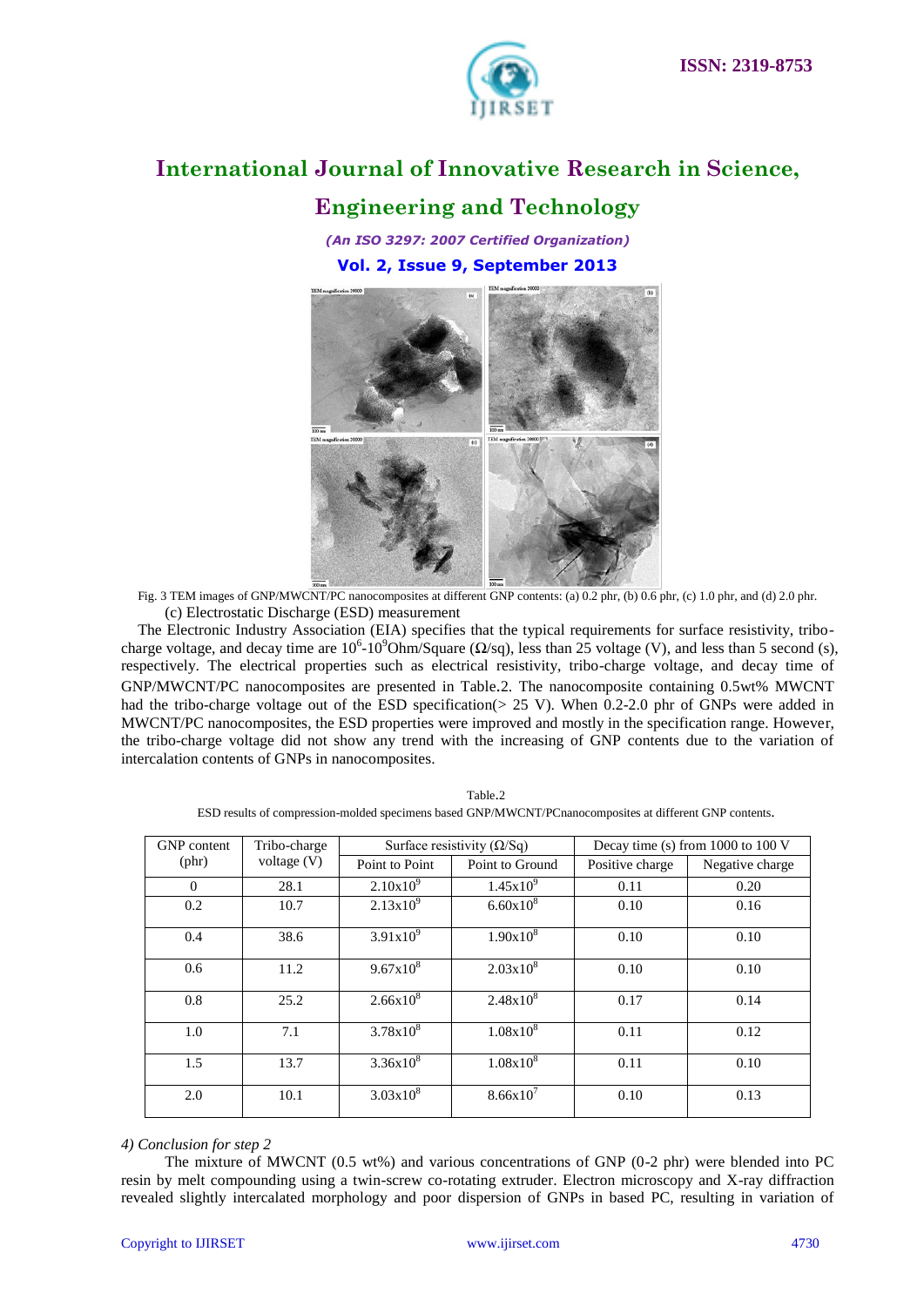Fig. 3 TEM images of GNP/MWCNT/PC nanocomposites at different GNP contents: (a) 0.2 phr, (b) 0.6 phr, (c) 1.0 phr, and (d) 2.0 phr.

(c) Electrostatic Discharge (ESD) measurement

The Electronic Industry Association (EIA) specifies that the typical requirements for surface resistivity, tribo-charge voltage, and decay time are $10^6$-$10^9$Ohm/Square (Ω/sq), less than 25 voltage (V), and less than 5 second (s), respectively. The electrical properties such as electrical resistivity, tribo-charge voltage, and decay time of GNP/MWCNT/PC nanocomposites are presented in Table.2. The nanocomposite containing 0.5wt% MWCNT had the tribo-charge voltage out of the ESD specification(> 25 V). When 0.2-2.0 phr of GNPs were added in MWCNT/PC nanocomposites, the ESD properties were improved and mostly in the specification range. However, the tribo-charge voltage did not show any trend with the increasing of GNP contents due to the variation of intercalation contents of GNPs in nanocomposites.

Table.2

ESD results of compression-molded specimens based GNP/MWCNT/PCnanocomposites at different GNP contents.

| GNP content (phr) | Tribo-charge voltage (V) | Surface resistivity (Ω/Sq) | | Decay time (s) from 1000 to 100 V | |
|---|---|---|---|---|---|
| | | Point to Point | Point to Ground | Positive charge | Negative charge |
| 0 | 28.1 | $2.10\times10^9$ | $1.45\times10^9$ | 0.11 | 0.20 |
| 0.2 | 10.7 | $2.13\times10^9$ | $6.60\times10^8$ | 0.10 | 0.16 |
| 0.4 | 38.6 | $3.91\times10^9$ | $1.90\times10^8$ | 0.10 | 0.10 |
| 0.6 | 11.2 | $9.67\times10^8$ | $2.03\times10^8$ | 0.10 | 0.10 |
| 0.8 | 25.2 | $2.66\times10^8$ | $2.48\times10^8$ | 0.17 | 0.14 |
| 1.0 | 7.1 | $3.78\times10^8$ | $1.08\times10^8$ | 0.11 | 0.12 |
| 1.5 | 13.7 | $3.36\times10^8$ | $1.08\times10^8$ | 0.11 | 0.10 |
| 2.0 | 10.1 | $3.03\times10^8$ | $8.66\times10^7$ | 0.10 | 0.13 |

*4) Conclusion for step 2*

The mixture of MWCNT (0.5 wt%) and various concentrations of GNP (0-2 phr) were blended into PC resin by melt compounding using a twin-screw co-rotating extruder. Electron microscopy and X-ray diffraction revealed slightly intercalated morphology and poor dispersion of GNPs in based PC, resulting in variation of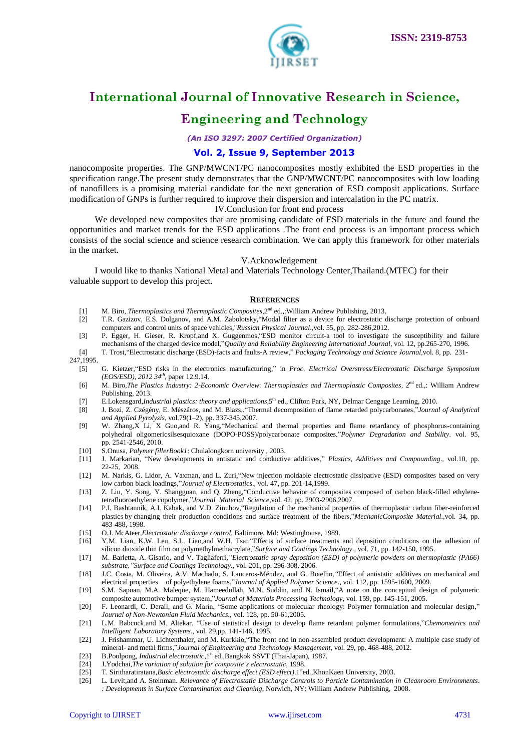nanocomposite properties. The GNP/MWCNT/PC nanocomposites mostly exhibited the ESD properties in the specification range.The present study demonstrates that the GNP/MWCNT/PC nanocomposites with low loading of nanofillers is a promising material candidate for the next generation of ESD composit applications. Surface modification of GNPs is further required to improve their dispersion and intercalation in the PC matrix.

## IV.Conclusion for front end process

We developed new composites that are promising candidate of ESD materials in the future and found the opportunities and market trends for the ESD applications .The front end process is an important process which consists of the social science and science research combination. We can apply this framework for other materials in the market.

## V.Acknowledgement

I would like to thanks National Metal and Materials Technology Center,Thailand.(MTEC) for their valuable support to develop this project.

## REFERENCES

[1] M. Biro, *Thermoplastics and Thermoplastic Composites*,2nd ed.,:William Andrew Publishing, 2013.

[2] T.R. Gazizov, E.S. Dolganov, and A.M. Zabolotsky,"Modal filter as a device for electrostatic discharge protection of onboard computers and control units of space vehicles,"*Russian Physical Journal*.,vol. 55, pp. 282-286,2012.

[3] P. Egger, H. Gieser, R. Kropf,and X. Guggenmos,"ESD monitor circuit-a tool to investigate the susceptibility and failure mechanisms of the charged device model,"*Quality and Reliability Engineering International Journal*, vol. 12, pp.265-270, 1996.

[4] T. Trost,"Electrostatic discharge (ESD)-facts and faults-A review," *Packaging Technology and Science Journal*,vol. 8, pp. 231-247,1995.

[5] G. Kietzer,"ESD risks in the electronics manufacturing," in *Proc. Electrical Overstress/Electrostatic Discharge Symposium (EOS/ESD), 2012 34th*, paper 12.9.14.

[6] M. Biro,*The Plastics Industry: 2-Economic Overview*: *Thermoplastics and Thermoplastic Composites*, 2nd ed.,: William Andrew Publishing, 2013.

[7] E.Lokensgard,*Industrial plastics: theory and applications*,5th ed., Clifton Park, NY, Delmar Cengage Learning, 2010.

[8] J. Bozi, Z. Czégény, E. Mészáros, and M. Blazs,."Thermal decomposition of flame retarded polycarbonates,"*Journal of Analytical and Applied Pyrolysis*, vol.79(1–2), pp. 337-345,2007.

[9] W. Zhang,X Li, X Guo,and R. Yang,"Mechanical and thermal properties and flame retardancy of phosphorus-containing polyhedral oligomericsilsesquioxane (DOPO-POSS)/polycarbonate composites,"*Polymer Degradation and Stability*. vol. 95, pp. 2541-2546, 2010.

[10] S.Onusa, *Polymer fillerBook1*: Chulalongkorn university , 2003.

[11] J. Markarian, "New developments in antistatic and conductive additives," *Plastics, Additives and Compounding*., vol.10, pp. 22-25, 2008.

[12] M. Narkis, G. Lidor, A. Vaxman, and L. Zuri,"New injection moldable electrostatic dissipative (ESD) composites based on very low carbon black loadings,"*Journal of Electrostatics*., vol. 47, pp. 201-14,1999.

[13] Z. Liu, Y. Song, Y. Shangguan, and Q. Zheng,"Conductive behavior of composites composed of carbon black-filled ethylene-tetrafluoroethylene copolymer,"*Journal Material Science*,vol. 42, pp. 2903-2906,2007.

[14] P.I. Bashtannik, A.I. Kabak, and V.D. Zinuhov,"Regulation of the mechanical properties of thermoplastic carbon fiber-reinforced plastics by changing their production conditions and surface treatment of the fibers,"*MechanicComposite Material*.,vol. 34, pp. 483-488, 1998.

[15] O.J. McAteer,*Electrostatic discharge control*, Baltimore, Md: Westinghouse, 1989.

[16] Y.M. Lian, K.W. Leu, S.L. Liao,and W.H. Tsai,"Effects of surface treatments and deposition conditions on the adhesion of silicon dioxide thin film on polymethylmethacrylate,"*Surface and Coatings Technology*., vol. 71, pp. 142-150, 1995.

[17] M. Barletta, A. Gisario, and V. Tagliaferri,*"Electrostatic spray deposition (ESD) of polymeric powders on thermoplastic (PA66) substrate,"Surface and Coatings Technology*., vol. 201, pp. 296-308, 2006.

[18] J.C. Costa, M. Oliveira, A.V. Machado, S. Lanceros-Méndez, and G. Botelho,"Effect of antistatic additives on mechanical and electrical properties of polyethylene foams,"*Journal of Applied Polymer Science*., vol. 112, pp. 1595-1600, 2009.

[19] S.M. Sapuan, M.A. Maleque, M. Hameedullah, M.N. Suddin, and N. Ismail,"A note on the conceptual design of polymeric composite automotive bumper system,"*Journal of Materials Processing Technology*, vol. 159, pp. 145-151, 2005.

[20] F. Leonardi, C. Derail, and G. Marin, "Some applications of molecular rheology: Polymer formulation and molecular design," *Journal of Non-Newtonian Fluid Mechanics*., vol. 128, pp. 50-61,2005.

[21] L.M. Babcock,and M. Altekar. "Use of statistical design to develop flame retardant polymer formulations,"*Chemometrics and Intelligent Laboratory Systems*., vol. 29,pp. 141-146, 1995.

[22] J. Frishammar, U. Lichtenthaler, and M. Kurkkio,"The front end in non-assembled product development: A multiple case study of mineral- and metal firms,"*Journal of Engineering and Technology Management*, vol. 29, pp. 468-488, 2012.

[23] B.Poolpong, *Industrial electrostatic*,1st ed.,Bangkok SSVT (Thai-Japan), 1987.

[24] J.Yodchai,*The variation of solution for composite's electrostatic*, 1998.

[25] T. Siritharatiratana,*Basic electrostatic discharge effect (ESD effect)*.1sted.,KhonKaen University, 2003.

[26] L. Levit,and A. Steinman. *Relevance of Electrostatic Discharge Controls to Particle Contamination in Cleanroom Environments*. *: Developments in Surface Contamination and Cleaning*, Norwich, NY: William Andrew Publishing, 2008.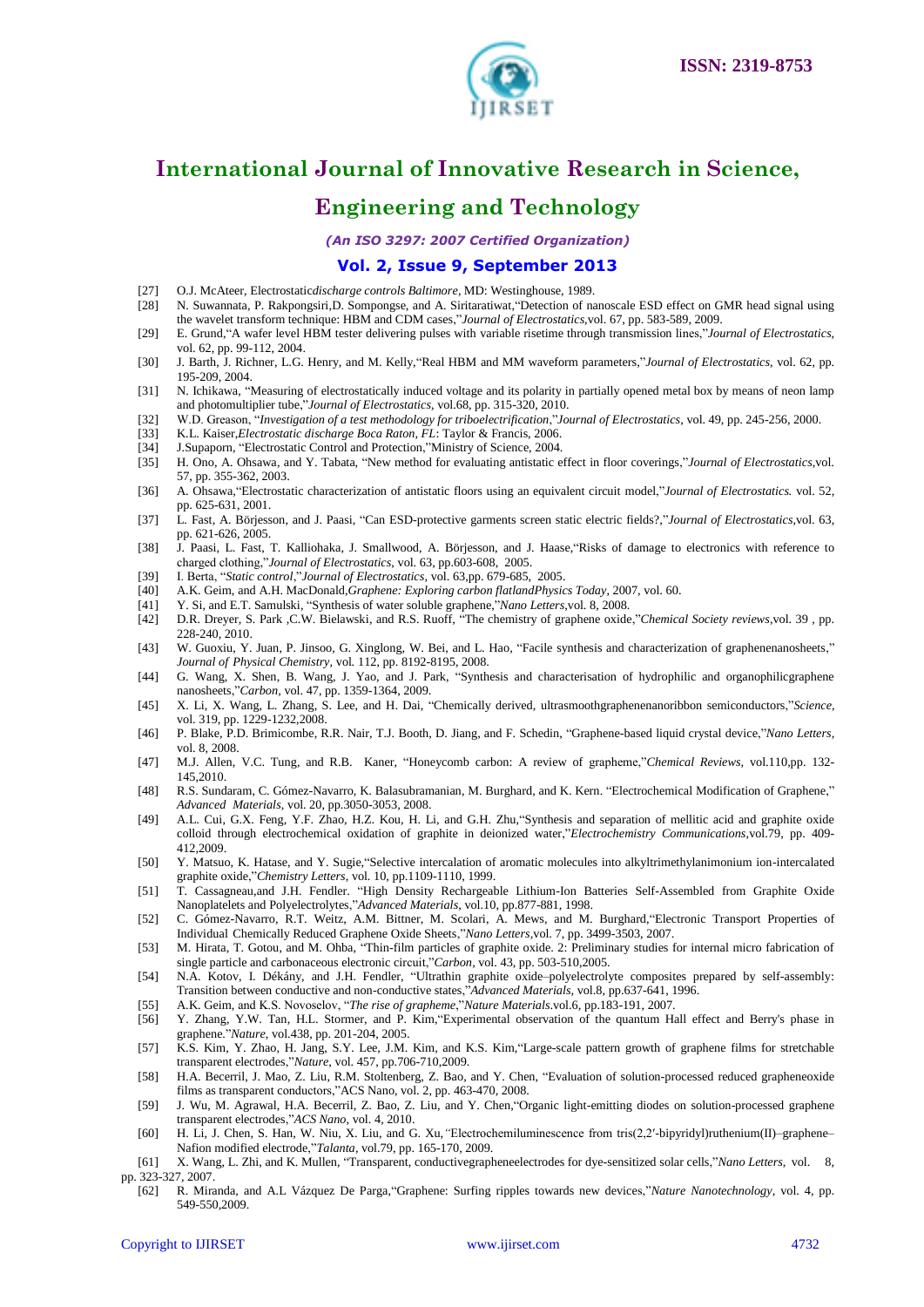[27] O.J. McAteer, Electrostatic*discharge controls Baltimore*, MD: Westinghouse, 1989.

[28] N. Suwannata, P. Rakpongsiri,D. Sompongse, and A. Siritaratiwat,"Detection of nanoscale ESD effect on GMR head signal using the wavelet transform technique: HBM and CDM cases,"*Journal of Electrostatics*,vol. 67, pp. 583-589, 2009.

[29] E. Grund,"A wafer level HBM tester delivering pulses with variable risetime through transmission lines,"*Journal of Electrostatics*, vol. 62, pp. 99-112, 2004.

[30] J. Barth, J. Richner, L.G. Henry, and M. Kelly,"Real HBM and MM waveform parameters,"*Journal of Electrostatics*, vol. 62, pp. 195-209, 2004.

[31] N. Ichikawa, "Measuring of electrostatically induced voltage and its polarity in partially opened metal box by means of neon lamp and photomultiplier tube,"*Journal of Electrostatics*, vol.68, pp. 315-320, 2010.

[32] W.D. Greason, "*Investigation of a test methodology for triboelectrification*,"*Journal of Electrostatics*, vol. 49, pp. 245-256, 2000.

[33] K.L. Kaiser,*Electrostatic discharge Boca Raton, FL*: Taylor & Francis, 2006.

[34] J.Supaporn, "Electrostatic Control and Protection,"Ministry of Science, 2004.

[35] H. Ono, A. Ohsawa, and Y. Tabata, "New method for evaluating antistatic effect in floor coverings,"*Journal of Electrostatics*,vol. 57, pp. 355-362, 2003.

[36] A. Ohsawa,"Electrostatic characterization of antistatic floors using an equivalent circuit model,"*Journal of Electrostatics.* vol. 52, pp. 625-631, 2001.

[37] L. Fast, A. Börjesson, and J. Paasi, "Can ESD-protective garments screen static electric fields?,"*Journal of Electrostatics*,vol. 63, pp. 621-626, 2005.

[38] J. Paasi, L. Fast, T. Kalliohaka, J. Smallwood, A. Börjesson, and J. Haase,"Risks of damage to electronics with reference to charged clothing,"*Journal of Electrostatics*, vol. 63, pp.603-608, 2005.

[39] I. Berta, "*Static control*,"*Journal of Electrostatics*, vol. 63,pp. 679-685, 2005.

[40] A.K. Geim, and A.H. MacDonald,*Graphene: Exploring carbon flatlandPhysics Today*, 2007, vol. 60.

[41] Y. Si, and E.T. Samulski, "Synthesis of water soluble graphene,"*Nano Letters*,vol. 8, 2008.

[42] D.R. Dreyer, S. Park ,C.W. Bielawski, and R.S. Ruoff, "The chemistry of graphene oxide,"*Chemical Society reviews*,vol. 39 , pp. 228-240, 2010.

[43] W. Guoxiu, Y. Juan, P. Jinsoo, G. Xinglong, W. Bei, and L. Hao, "Facile synthesis and characterization of graphenenanosheets," *Journal of Physical Chemistry*, vol. 112, pp. 8192-8195, 2008.

[44] G. Wang, X. Shen, B. Wang, J. Yao, and J. Park, "Synthesis and characterisation of hydrophilic and organophilicgraphene nanosheets,"*Carbon*, vol. 47, pp. 1359-1364, 2009.

[45] X. Li, X. Wang, L. Zhang, S. Lee, and H. Dai, "Chemically derived, ultrasmoothgraphenenanoribbon semiconductors,"*Science*, vol. 319, pp. 1229-1232,2008.

[46] P. Blake, P.D. Brimicombe, R.R. Nair, T.J. Booth, D. Jiang, and F. Schedin, "Graphene-based liquid crystal device,"*Nano Letters*, vol. 8, 2008.

[47] M.J. Allen, V.C. Tung, and R.B. Kaner, "Honeycomb carbon: A review of grapheme,"*Chemical Reviews*, vol.110,pp. 132-145,2010.

[48] R.S. Sundaram, C. Gómez-Navarro, K. Balasubramanian, M. Burghard, and K. Kern. "Electrochemical Modification of Graphene," *Advanced Materials*, vol. 20, pp.3050-3053, 2008.

[49] A.L. Cui, G.X. Feng, Y.F. Zhao, H.Z. Kou, H. Li, and G.H. Zhu,"Synthesis and separation of mellitic acid and graphite oxide colloid through electrochemical oxidation of graphite in deionized water,"*Electrochemistry Communications*,vol.79, pp. 409-412,2009.

[50] Y. Matsuo, K. Hatase, and Y. Sugie,"Selective intercalation of aromatic molecules into alkyltrimethylanimonium ion-intercalated graphite oxide,"*Chemistry Letters*, vol. 10, pp.1109-1110, 1999.

[51] T. Cassagneau,and J.H. Fendler. "High Density Rechargeable Lithium-Ion Batteries Self-Assembled from Graphite Oxide Nanoplatelets and Polyelectrolytes,"*Advanced Materials*, vol.10, pp.877-881, 1998.

[52] C. Gómez-Navarro, R.T. Weitz, A.M. Bittner, M. Scolari, A. Mews, and M. Burghard,"Electronic Transport Properties of Individual Chemically Reduced Graphene Oxide Sheets,"*Nano Letters*,vol. 7, pp. 3499-3503, 2007.

[53] M. Hirata, T. Gotou, and M. Ohba, "Thin-film particles of graphite oxide. 2: Preliminary studies for internal micro fabrication of single particle and carbonaceous electronic circuit,"*Carbon*, vol. 43, pp. 503-510,2005.

[54] N.A. Kotov, I. Dékány, and J.H. Fendler, "Ultrathin graphite oxide–polyelectrolyte composites prepared by self-assembly: Transition between conductive and non-conductive states,"*Advanced Materials*, vol.8, pp.637-641, 1996.

[55] A.K. Geim, and K.S. Novoselov, "*The rise of grapheme*,"*Nature Materials*.vol.6, pp.183-191, 2007.

[56] Y. Zhang, Y.W. Tan, H.L. Stormer, and P. Kim,"Experimental observation of the quantum Hall effect and Berry's phase in graphene."*Nature*, vol.438, pp. 201-204, 2005.

[57] K.S. Kim, Y. Zhao, H. Jang, S.Y. Lee, J.M. Kim, and K.S. Kim,"Large-scale pattern growth of graphene films for stretchable transparent electrodes,"*Nature*, vol. 457, pp.706-710,2009.

[58] H.A. Becerril, J. Mao, Z. Liu, R.M. Stoltenberg, Z. Bao, and Y. Chen, "Evaluation of solution-processed reduced grapheneoxide films as transparent conductors,"ACS Nano, vol. 2, pp. 463-470, 2008.

[59] J. Wu, M. Agrawal, H.A. Becerril, Z. Bao, Z. Liu, and Y. Chen,"Organic light-emitting diodes on solution-processed graphene transparent electrodes,"*ACS Nano*, vol. 4, 2010.

[60] H. Li, J. Chen, S. Han, W. Niu, X. Liu, and G. Xu,"Electrochemiluminescence from tris(2,2′-bipyridyl)ruthenium(II)–graphene–Nafion modified electrode,"*Talanta*, vol.79, pp. 165-170, 2009.

[61] X. Wang, L. Zhi, and K. Mullen, "Transparent, conductivegrapheneelectrodes for dye-sensitized solar cells,"*Nano Letters*, vol. 8, pp. 323-327, 2007.

[62] R. Miranda, and A.L Vázquez De Parga,"Graphene: Surfing ripples towards new devices,"*Nature Nanotechnology*, vol. 4, pp. 549-550,2009.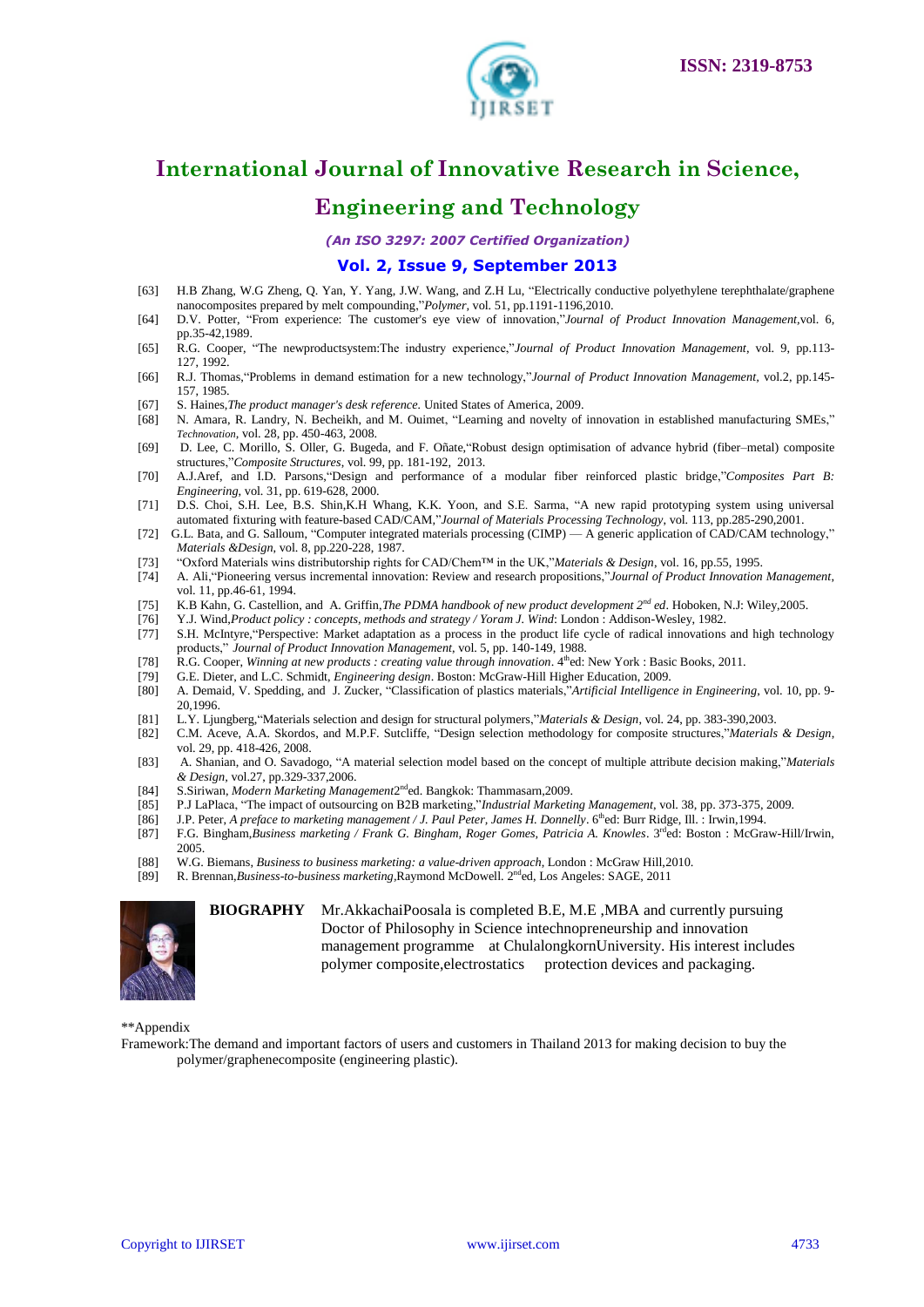[63] H.B Zhang, W.G Zheng, Q. Yan, Y. Yang, J.W. Wang, and Z.H Lu, “Electrically conductive polyethylene terephthalate/graphene nanocomposites prepared by melt compounding,”*Polymer*, vol. 51, pp.1191-1196,2010.

[64] D.V. Potter, “From experience: The customer's eye view of innovation,”*Journal of Product Innovation Management*,vol. 6, pp.35-42,1989.

[65] R.G. Cooper, “The newproductsystem:The industry experience,”*Journal of Product Innovation Management*, vol. 9, pp.113-127, 1992.

[66] R.J. Thomas,“Problems in demand estimation for a new technology,”*Journal of Product Innovation Management*, vol.2, pp.145-157, 1985.

[67] S. Haines,*The product manager's desk reference*. United States of America, 2009.

[68] N. Amara, R. Landry, N. Becheikh, and M. Ouimet, “Learning and novelty of innovation in established manufacturing SMEs,” *Technovation*, vol. 28, pp. 450-463, 2008.

[69] D. Lee, C. Morillo, S. Oller, G. Bugeda, and F. Oñate,“Robust design optimisation of advance hybrid (fiber–metal) composite structures,”*Composite Structures*, vol. 99, pp. 181-192, 2013.

[70] A.J.Aref, and I.D. Parsons,“Design and performance of a modular fiber reinforced plastic bridge,”*Composites Part B: Engineering*, vol. 31, pp. 619-628, 2000.

[71] D.S. Choi, S.H. Lee, B.S. Shin,K.H Whang, K.K. Yoon, and S.E. Sarma, “A new rapid prototyping system using universal automated fixturing with feature-based CAD/CAM,”*Journal of Materials Processing Technology*, vol. 113, pp.285-290,2001.

[72] G.L. Bata, and G. Salloum, “Computer integrated materials processing (CIMP) — A generic application of CAD/CAM technology,” *Materials &Design*, vol. 8, pp.220-228, 1987.

[73] “Oxford Materials wins distributorship rights for CAD/Chem™ in the UK,”*Materials & Design*, vol. 16, pp.55, 1995.

[74] A. Ali,“Pioneering versus incremental innovation: Review and research propositions,”*Journal of Product Innovation Management*, vol. 11, pp.46-61, 1994.

[75] K.B Kahn, G. Castellion, and A. Griffin,*The PDMA handbook of new product development 2nd ed*. Hoboken, N.J: Wiley,2005.

[76] Y.J. Wind,*Product policy : concepts, methods and strategy / Yoram J. Wind*: London : Addison-Wesley, 1982.

[77] S.H. McIntyre,“Perspective: Market adaptation as a process in the product life cycle of radical innovations and high technology products,” *Journal of Product Innovation Management*, vol. 5, pp. 140-149, 1988.

[78] R.G. Cooper, *Winning at new products : creating value through innovation*. 4thed: New York : Basic Books, 2011.

[79] G.E. Dieter, and L.C. Schmidt, *Engineering design*. Boston: McGraw-Hill Higher Education, 2009.

[80] A. Demaid, V. Spedding, and J. Zucker, “Classification of plastics materials,”*Artificial Intelligence in Engineering*, vol. 10, pp. 9-20,1996.

[81] L.Y. Ljungberg,“Materials selection and design for structural polymers,”*Materials & Design*, vol. 24, pp. 383-390,2003.

[82] C.M. Aceve, A.A. Skordos, and M.P.F. Sutcliffe, “Design selection methodology for composite structures,”*Materials & Design*, vol. 29, pp. 418-426, 2008.

[83] A. Shanian, and O. Savadogo, “A material selection model based on the concept of multiple attribute decision making,”*Materials & Design*, vol.27, pp.329-337,2006.

[84] S.Siriwan, *Modern Marketing Management*2nded. Bangkok: Thammasarn,2009.

[85] P.J LaPlaca, “The impact of outsourcing on B2B marketing,”*Industrial Marketing Management*, vol. 38, pp. 373-375, 2009.

[86] J.P. Peter, *A preface to marketing management / J. Paul Peter, James H. Donnelly*. 6thed: Burr Ridge, Ill. : Irwin,1994.

[87] F.G. Bingham,*Business marketing / Frank G. Bingham, Roger Gomes, Patricia A. Knowles*. 3rded: Boston : McGraw-Hill/Irwin, 2005.

[88] W.G. Biemans, *Business to business marketing: a value-driven approach*, London : McGraw Hill,2010.

[89] R. Brennan,*Business-to-business marketing*,Raymond McDowell. 2nded, Los Angeles: SAGE, 2011

**BIOGRAPHY** Mr.AkkachaiPoosala is completed B.E, M.E ,MBA and currently pursuing Doctor of Philosophy in Science intechnopreneurship and innovation management programme at ChulalongkornUniversity. His interest includes polymer composite,electrostatics protection devices and packaging.

**Appendix

Framework:The demand and important factors of users and customers in Thailand 2013 for making decision to buy the polymer/graphenecomposite (engineering plastic).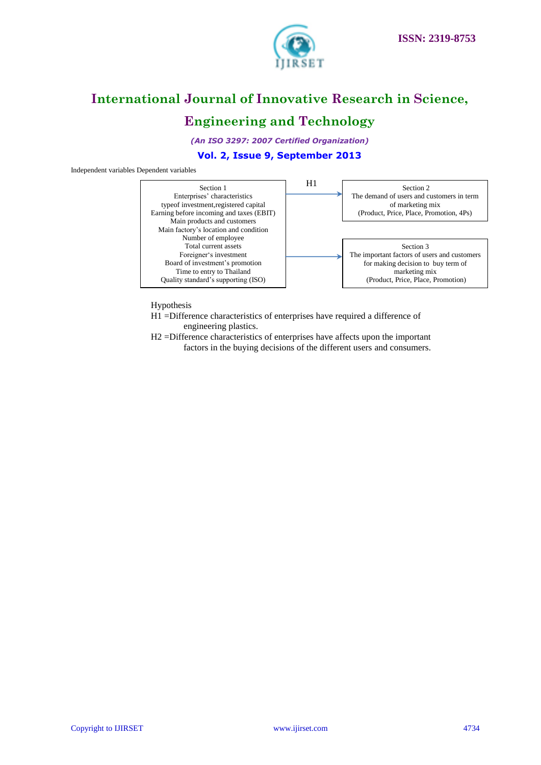Independent variables Dependent variables

Section 1
Enterprises' characteristics
typeof investment,registered capital
Earning before incoming and taxes (EBIT)
Main products and customers
Main factory's location and condition
Number of employee
Total current assets
Foreigner's investment
Board of investment's promotion
Time to entry to Thailand
Quality standard's supporting (ISO)

H1

Section 2
The demand of users and customers in term of marketing mix
(Product, Price, Place, Promotion, 4Ps)

Section 3
The important factors of users and customers for making decision to buy term of marketing mix
(Product, Price, Place, Promotion)

Hypothesis

H1 =Difference characteristics of enterprises have required a difference of engineering plastics.

H2 =Difference characteristics of enterprises have affects upon the important factors in the buying decisions of the different users and consumers.